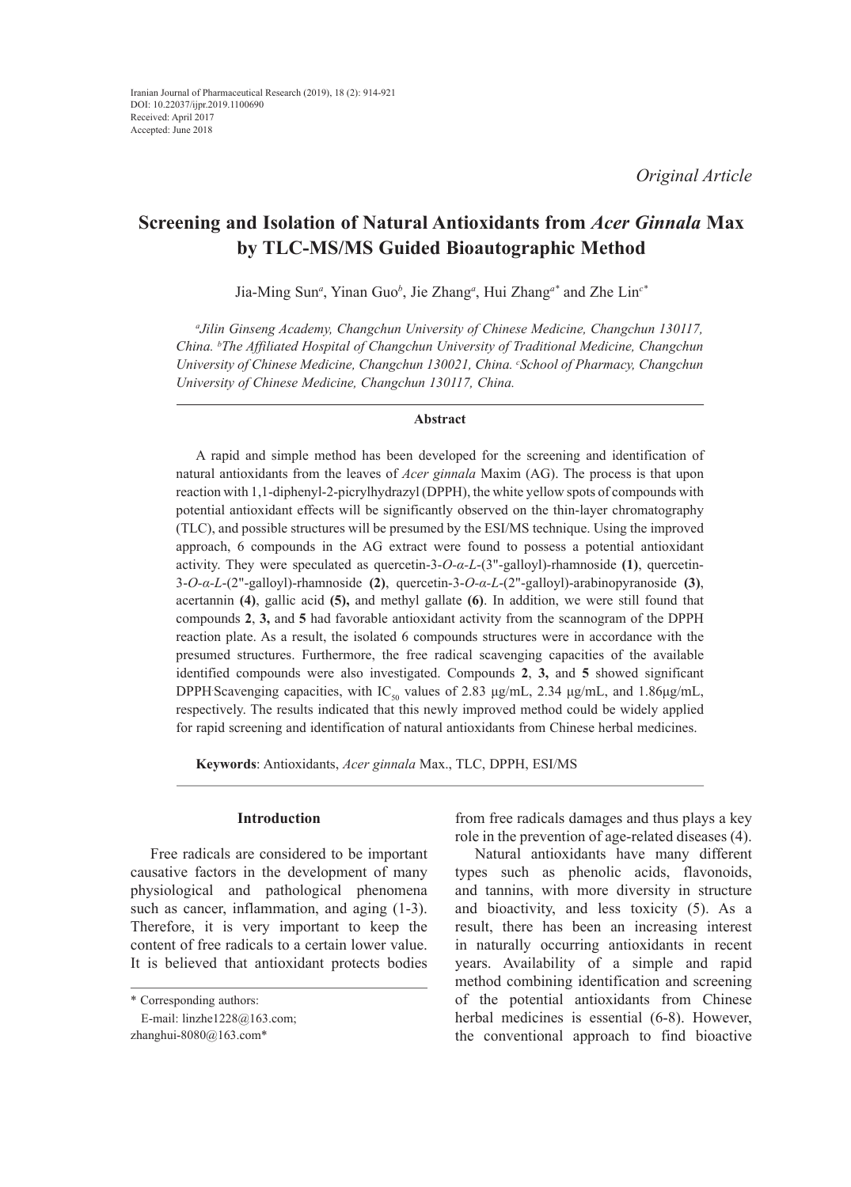Iranian Journal of Pharmaceutical Research (2019), 18 (2): 914-921
DOI: 10.22037/ijpr.2019.1100690
Received: April 2017
Accepted: June 2018

*Original Article*

# Screening and Isolation of Natural Antioxidants from *Acer Ginnala* Max by TLC-MS/MS Guided Bioautographic Method

Jia-Ming Sun[a], Yinan Guo[b], Jie Zhang[a], Hui Zhang[a*] and Zhe Lin[c*]

[a]*Jilin Ginseng Academy, Changchun University of Chinese Medicine, Changchun 130117, China.* [b]*The Affiliated Hospital of Changchun University of Traditional Medicine, Changchun University of Chinese Medicine, Changchun 130021, China.* [c]*School of Pharmacy, Changchun University of Chinese Medicine, Changchun 130117, China.*

## Abstract

A rapid and simple method has been developed for the screening and identification of natural antioxidants from the leaves of *Acer ginnala* Maxim (AG). The process is that upon reaction with 1,1-diphenyl-2-picrylhydrazyl (DPPH), the white yellow spots of compounds with potential antioxidant effects will be significantly observed on the thin-layer chromatography (TLC), and possible structures will be presumed by the ESI/MS technique. Using the improved approach, 6 compounds in the AG extract were found to possess a potential antioxidant activity. They were speculated as quercetin-3-*O*-*α*-*L*-(3''-galloyl)-rhamnoside **(1)**, quercetin-3-*O*-*α*-*L*-(2''-galloyl)-rhamnoside **(2)**, quercetin-3-*O*-*α*-*L*-(2''-galloyl)-arabinopyranoside **(3)**, acertannin **(4)**, gallic acid **(5),** and methyl gallate **(6)**. In addition, we were still found that compounds **2**, **3,** and **5** had favorable antioxidant activity from the scannogram of the DPPH reaction plate. As a result, the isolated 6 compounds structures were in accordance with the presumed structures. Furthermore, the free radical scavenging capacities of the available identified compounds were also investigated. Compounds **2**, **3,** and **5** showed significant DPPH Scavenging capacities, with $IC_{50}$ values of 2.83 μg/mL, 2.34 μg/mL, and 1.86μg/mL, respectively. The results indicated that this newly improved method could be widely applied for rapid screening and identification of natural antioxidants from Chinese herbal medicines.

**Keywords**: Antioxidants, *Acer ginnala* Max., TLC, DPPH, ESI/MS

## Introduction

Free radicals are considered to be important causative factors in the development of many physiological and pathological phenomena such as cancer, inflammation, and aging (1-3). Therefore, it is very important to keep the content of free radicals to a certain lower value. It is believed that antioxidant protects bodies from free radicals damages and thus plays a key role in the prevention of age-related diseases (4).

Natural antioxidants have many different types such as phenolic acids, flavonoids, and tannins, with more diversity in structure and bioactivity, and less toxicity (5). As a result, there has been an increasing interest in naturally occurring antioxidants in recent years. Availability of a simple and rapid method combining identification and screening of the potential antioxidants from Chinese herbal medicines is essential (6-8). However, the conventional approach to find bioactive

\* Corresponding authors:
E-mail: linzhe1228@163.com;
zhanghui-8080@163.com*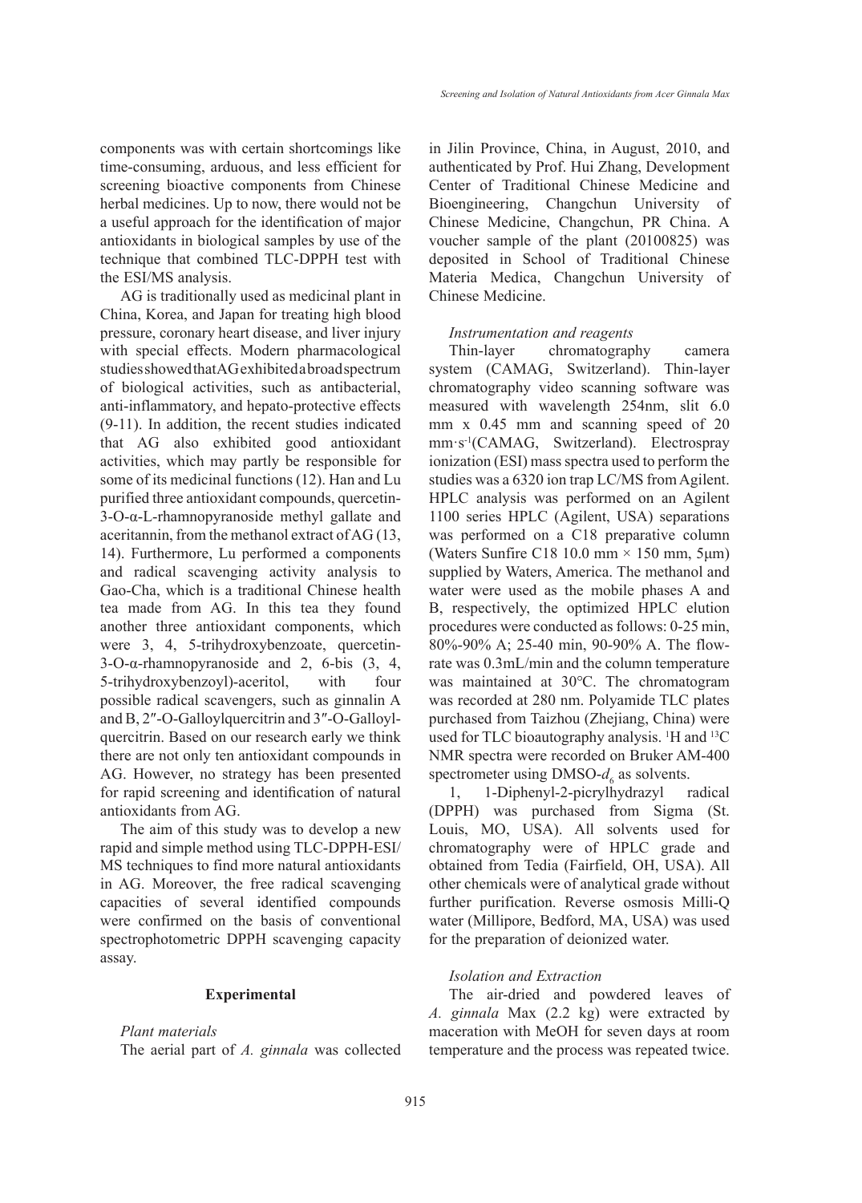components was with certain shortcomings like time-consuming, arduous, and less efficient for screening bioactive components from Chinese herbal medicines. Up to now, there would not be a useful approach for the identification of major antioxidants in biological samples by use of the technique that combined TLC-DPPH test with the ESI/MS analysis.

AG is traditionally used as medicinal plant in China, Korea, and Japan for treating high blood pressure, coronary heart disease, and liver injury with special effects. Modern pharmacological studies showed that AG exhibited a broad spectrum of biological activities, such as antibacterial, anti-inflammatory, and hepato-protective effects (9-11). In addition, the recent studies indicated that AG also exhibited good antioxidant activities, which may partly be responsible for some of its medicinal functions (12). Han and Lu purified three antioxidant compounds, quercetin-3-O-α-L-rhamnopyranoside methyl gallate and aceritannin, from the methanol extract of AG (13, 14). Furthermore, Lu performed a components and radical scavenging activity analysis to Gao-Cha, which is a traditional Chinese health tea made from AG. In this tea they found another three antioxidant components, which were 3, 4, 5-trihydroxybenzoate, quercetin-3-O-α-rhamnopyranoside and 2, 6-bis (3, 4, 5-trihydroxybenzoyl)-aceritol, with four possible radical scavengers, such as ginnalin A and B, 2″-O-Galloylquercitrin and 3″-O-Galloyl-quercitrin. Based on our research early we think there are not only ten antioxidant compounds in AG. However, no strategy has been presented for rapid screening and identification of natural antioxidants from AG.

The aim of this study was to develop a new rapid and simple method using TLC-DPPH-ESI/MS techniques to find more natural antioxidants in AG. Moreover, the free radical scavenging capacities of several identified compounds were confirmed on the basis of conventional spectrophotometric DPPH scavenging capacity assay.

## Experimental

### *Plant materials*

The aerial part of *A. ginnala* was collected in Jilin Province, China, in August, 2010, and authenticated by Prof. Hui Zhang, Development Center of Traditional Chinese Medicine and Bioengineering, Changchun University of Chinese Medicine, Changchun, PR China. A voucher sample of the plant (20100825) was deposited in School of Traditional Chinese Materia Medica, Changchun University of Chinese Medicine.

### *Instrumentation and reagents*

Thin-layer chromatography camera system (CAMAG, Switzerland). Thin-layer chromatography video scanning software was measured with wavelength 254nm, slit 6.0 mm x 0.45 mm and scanning speed of 20 $mm{\cdot}s^{-1}$(CAMAG, Switzerland). Electrospray ionization (ESI) mass spectra used to perform the studies was a 6320 ion trap LC/MS from Agilent. HPLC analysis was performed on an Agilent 1100 series HPLC (Agilent, USA) separations was performed on a C18 preparative column (Waters Sunfire C18 10.0 mm × 150 mm, 5μm) supplied by Waters, America. The methanol and water were used as the mobile phases A and B, respectively, the optimized HPLC elution procedures were conducted as follows: 0-25 min, 80%-90% A; 25-40 min, 90-90% A. The flow-rate was 0.3mL/min and the column temperature was maintained at 30°C. The chromatogram was recorded at 280 nm. Polyamide TLC plates purchased from Taizhou (Zhejiang, China) were used for TLC bioautography analysis. $^{1}H$ and $^{13}C$ NMR spectra were recorded on Bruker AM-400 spectrometer using DMSO-$d_6$ as solvents.

1, 1-Diphenyl-2-picrylhydrazyl radical (DPPH) was purchased from Sigma (St. Louis, MO, USA). All solvents used for chromatography were of HPLC grade and obtained from Tedia (Fairfield, OH, USA). All other chemicals were of analytical grade without further purification. Reverse osmosis Milli-Q water (Millipore, Bedford, MA, USA) was used for the preparation of deionized water.

### *Isolation and Extraction*

The air-dried and powdered leaves of *A. ginnala* Max (2.2 kg) were extracted by maceration with MeOH for seven days at room temperature and the process was repeated twice.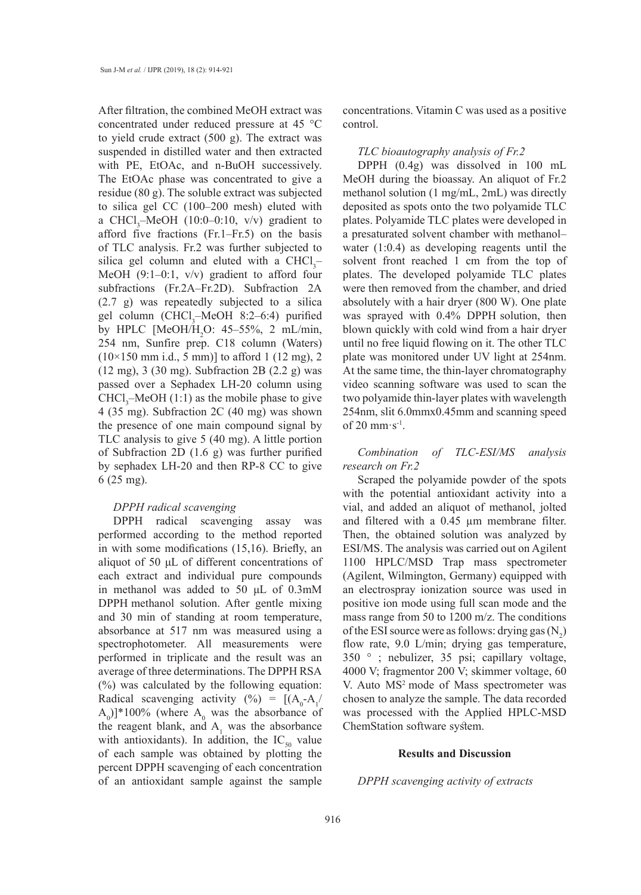After filtration, the combined MeOH extract was concentrated under reduced pressure at 45 °C to yield crude extract (500 g). The extract was suspended in distilled water and then extracted with PE, EtOAc, and n-BuOH successively. The EtOAc phase was concentrated to give a residue (80 g). The soluble extract was subjected to silica gel CC (100–200 mesh) eluted with a $CHCl_3$–MeOH (10:0–0:10, v/v) gradient to afford five fractions (Fr.1–Fr.5) on the basis of TLC analysis. Fr.2 was further subjected to silica gel column and eluted with a $CHCl_3$–MeOH (9:1–0:1, v/v) gradient to afford four subfractions (Fr.2A–Fr.2D). Subfraction 2A (2.7 g) was repeatedly subjected to a silica gel column ($CHCl_3$–MeOH 8:2–6:4) purified by HPLC [MeOH/$H_2O$: 45–55%, 2 mL/min, 254 nm, Sunfire prep. C18 column (Waters) (10×150 mm i.d., 5 mm)] to afford 1 (12 mg), 2 (12 mg), 3 (30 mg). Subfraction 2B (2.2 g) was passed over a Sephadex LH-20 column using $CHCl_3$–MeOH (1:1) as the mobile phase to give 4 (35 mg). Subfraction 2C (40 mg) was shown the presence of one main compound signal by TLC analysis to give 5 (40 mg). A little portion of Subfraction 2D (1.6 g) was further purified by sephadex LH-20 and then RP-8 CC to give 6 (25 mg).

*DPPH radical scavenging*

DPPH radical scavenging assay was performed according to the method reported in with some modifications (15,16). Briefly, an aliquot of 50 µL of different concentrations of each extract and individual pure compounds in methanol was added to 50 µL of 0.3mM DPPH methanol solution. After gentle mixing and 30 min of standing at room temperature, absorbance at 517 nm was measured using a spectrophotometer. All measurements were performed in triplicate and the result was an average of three determinations. The DPPH RSA (%) was calculated by the following equation: Radical scavenging activity (%) = $[(A_0-A_1/A_0)]*100\%$ (where $A_0$ was the absorbance of the reagent blank, and $A_1$ was the absorbance with antioxidants). In addition, the $IC_{50}$ value of each sample was obtained by plotting the percent DPPH scavenging of each concentration of an antioxidant sample against the sample concentrations. Vitamin C was used as a positive control.

*TLC bioautography analysis of Fr.2*

DPPH (0.4g) was dissolved in 100 mL MeOH during the bioassay. An aliquot of Fr.2 methanol solution (1 mg/mL, 2mL) was directly deposited as spots onto the two polyamide TLC plates. Polyamide TLC plates were developed in a presaturated solvent chamber with methanol–water (1:0.4) as developing reagents until the solvent front reached 1 cm from the top of plates. The developed polyamide TLC plates were then removed from the chamber, and dried absolutely with a hair dryer (800 W). One plate was sprayed with 0.4% DPPH solution, then blown quickly with cold wind from a hair dryer until no free liquid flowing on it. The other TLC plate was monitored under UV light at 254nm. At the same time, the thin-layer chromatography video scanning software was used to scan the two polyamide thin-layer plates with wavelength 254nm, slit 6.0mmx0.45mm and scanning speed of 20 $mm \cdot s^{-1}$.

*Combination of TLC-ESI/MS analysis research on Fr.2*

Scraped the polyamide powder of the spots with the potential antioxidant activity into a vial, and added an aliquot of methanol, jolted and filtered with a 0.45 µm membrane filter. Then, the obtained solution was analyzed by ESI/MS. The analysis was carried out on Agilent 1100 HPLC/MSD Trap mass spectrometer (Agilent, Wilmington, Germany) equipped with an electrospray ionization source was used in positive ion mode using full scan mode and the mass range from 50 to 1200 m/z. The conditions of the ESI source were as follows: drying gas ($N_2$) flow rate, 9.0 L/min; drying gas temperature, 350 ° ; nebulizer, 35 psi; capillary voltage, 4000 V; fragmentor 200 V; skimmer voltage, 60 V. Auto $MS^2$ mode of Mass spectrometer was chosen to analyze the sample. The data recorded was processed with the Applied HPLC-MSD ChemStation software system.

## Results and Discussion

*DPPH scavenging activity of extracts*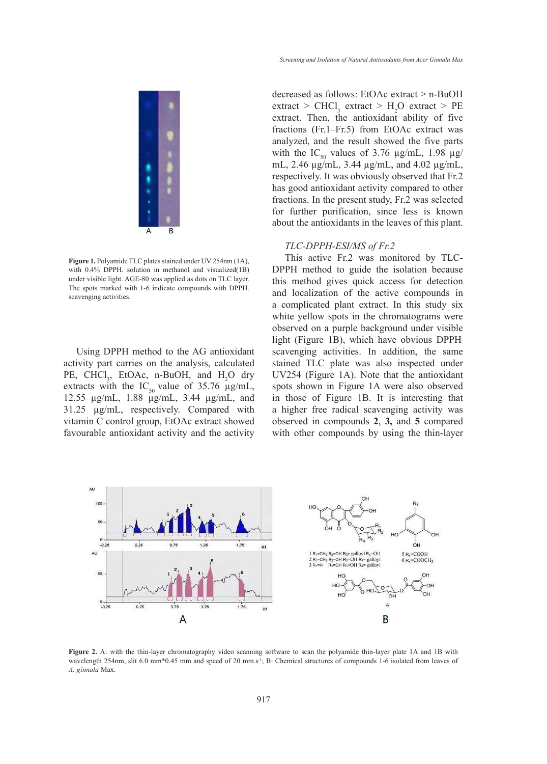Figure 1. Polyamide TLC plates stained under UV 254nm (1A), with 0.4% DPPH. solution in methanol and visualized(1B) under visible light. AGE-80 was applied as dots on TLC layer. The spots marked with 1-6 indicate compounds with DPPH. scavenging activities.

Using DPPH method to the AG antioxidant activity part carries on the analysis, calculated PE, $CHCl_3$, EtOAc, n-BuOH, and $H_2O$ dry extracts with the $IC_{50}$ value of 35.76 µg/mL, 12.55 µg/mL, 1.88 µg/mL, 3.44 µg/mL, and 31.25 µg/mL, respectively. Compared with vitamin C control group, EtOAc extract showed favourable antioxidant activity and the activity decreased as follows: EtOAc extract > n-BuOH extract > $CHCl_3$ extract > $H_2O$ extract > PE extract. Then, the antioxidant ability of five fractions (Fr.1–Fr.5) from EtOAc extract was analyzed, and the result showed the five parts with the $IC_{50}$ values of 3.76 µg/mL, 1.98 µg/mL, 2.46 µg/mL, 3.44 µg/mL, and 4.02 µg/mL, respectively. It was obviously observed that Fr.2 has good antioxidant activity compared to other fractions. In the present study, Fr.2 was selected for further purification, since less is known about the antioxidants in the leaves of this plant.

### *TLC-DPPH-ESI/MS of Fr.2*

This active Fr.2 was monitored by TLC-DPPH method to guide the isolation because this method gives quick access for detection and localization of the active compounds in a complicated plant extract. In this study six white yellow spots in the chromatograms were observed on a purple background under visible light (Figure 1B), which have obvious DPPH· scavenging activities. In addition, the same stained TLC plate was also inspected under UV254 (Figure 1A). Note that the antioxidant spots shown in Figure 1A were also observed in those of Figure 1B. It is interesting that a higher free radical scavenging activity was observed in compounds **2**, **3,** and **5** compared with other compounds by using the thin-layer

Figure 2. A: with the thin-layer chromatography video scanning software to scan the polyamide thin-layer plate 1A and 1B with wavelength 254nm, slit 6.0 mm*0.45 mm and speed of 20 mm.s[-1]; B: Chemical structures of compounds 1-6 isolated from leaves of *A. ginnala* Max.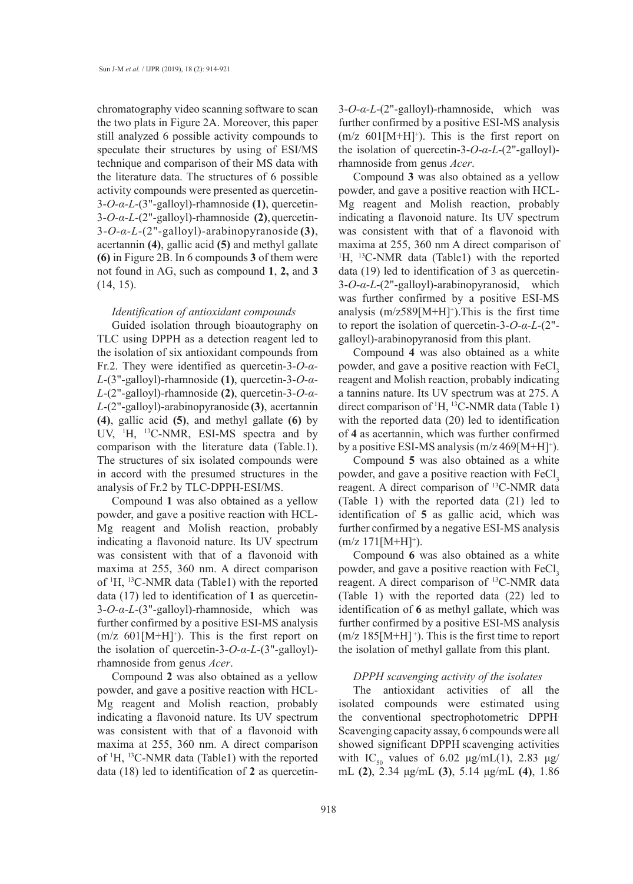chromatography video scanning software to scan the two plats in Figure 2A. Moreover, this paper still analyzed 6 possible activity compounds to speculate their structures by using of ESI/MS technique and comparison of their MS data with the literature data. The structures of 6 possible activity compounds were presented as quercetin-3-*O*-*α*-*L*-(3"-galloyl)-rhamnoside **(1)**, quercetin-3-*O*-*α*-*L*-(2"-galloyl)-rhamnoside **(2)**, quercetin-3-*O*-*α*-*L*-(2"-galloyl)-arabinopyranoside **(3)**, acertannin **(4)**, gallic acid **(5)** and methyl gallate **(6)** in Figure 2B. In 6 compounds **3** of them were not found in AG, such as compound **1**, **2,** and **3** (14, 15).

### *Identification of antioxidant compounds*

Guided isolation through bioautography on TLC using DPPH as a detection reagent led to the isolation of six antioxidant compounds from Fr.2. They were identified as quercetin-3-*O*-*α*-*L*-(3"-galloyl)-rhamnoside **(1)**, quercetin-3-*O*-*α*-*L*-(2"-galloyl)-rhamnoside **(2)**, quercetin-3-*O*-*α*-*L*-(2"-galloyl)-arabinopyranoside **(3)**, acertannin **(4)**, gallic acid **(5)**, and methyl gallate **(6)** by UV, $^{1}$H, $^{13}$C-NMR, ESI-MS spectra and by comparison with the literature data (Table.1). The structures of six isolated compounds were in accord with the presumed structures in the analysis of Fr.2 by TLC-DPPH-ESI/MS.

Compound **1** was also obtained as a yellow powder, and gave a positive reaction with HCL-Mg reagent and Molish reaction, probably indicating a flavonoid nature. Its UV spectrum was consistent with that of a flavonoid with maxima at 255, 360 nm. A direct comparison of $^{1}$H, $^{13}$C-NMR data (Table1) with the reported data (17) led to identification of **1** as quercetin-3-*O*-*α*-*L*-(3"-galloyl)-rhamnoside, which was further confirmed by a positive ESI-MS analysis (m/z 601[M+H]$^{+}$). This is the first report on the isolation of quercetin-3-*O*-*α*-*L*-(3"-galloyl)-rhamnoside from genus *Acer*.

Compound **2** was also obtained as a yellow powder, and gave a positive reaction with HCL-Mg reagent and Molish reaction, probably indicating a flavonoid nature. Its UV spectrum was consistent with that of a flavonoid with maxima at 255, 360 nm. A direct comparison of $^{1}$H, $^{13}$C-NMR data (Table1) with the reported data (18) led to identification of **2** as quercetin-3-*O*-*α*-*L*-(2"-galloyl)-rhamnoside, which was further confirmed by a positive ESI-MS analysis (m/z 601[M+H]$^{+}$). This is the first report on the isolation of quercetin-3-*O*-*α*-*L*-(2"-galloyl)-rhamnoside from genus *Acer*.

Compound **3** was also obtained as a yellow powder, and gave a positive reaction with HCL-Mg reagent and Molish reaction, probably indicating a flavonoid nature. Its UV spectrum was consistent with that of a flavonoid with maxima at 255, 360 nm A direct comparison of $^{1}$H, $^{13}$C-NMR data (Table1) with the reported data (19) led to identification of 3 as quercetin-3-*O*-*α*-*L*-(2"-galloyl)-arabinopyranosid, which was further confirmed by a positive ESI-MS analysis (m/z589[M+H]$^{+}$).This is the first time to report the isolation of quercetin-3-*O*-*α*-*L*-(2"-galloyl)-arabinopyranosid from this plant.

Compound **4** was also obtained as a white powder, and gave a positive reaction with $FeCl_3$ reagent and Molish reaction, probably indicating a tannins nature. Its UV spectrum was at 275. A direct comparison of $^{1}$H, $^{13}$C-NMR data (Table 1) with the reported data (20) led to identification of **4** as acertannin, which was further confirmed by a positive ESI-MS analysis (m/z 469[M+H]$^{+}$).

Compound **5** was also obtained as a white powder, and gave a positive reaction with $FeCl_3$ reagent. A direct comparison of $^{13}$C-NMR data (Table 1) with the reported data (21) led to identification of **5** as gallic acid, which was further confirmed by a negative ESI-MS analysis (m/z 171[M+H]$^{+}$).

Compound **6** was also obtained as a white powder, and gave a positive reaction with $FeCl_3$ reagent. A direct comparison of $^{13}$C-NMR data (Table 1) with the reported data (22) led to identification of **6** as methyl gallate, which was further confirmed by a positive ESI-MS analysis (m/z 185[M+H]$^{+}$). This is the first time to report the isolation of methyl gallate from this plant.

### *DPPH scavenging activity of the isolates*

The antioxidant activities of all the isolated compounds were estimated using the conventional spectrophotometric DPPH· Scavenging capacity assay, 6 compounds were all showed significant DPPH scavenging activities with $IC_{50}$ values of 6.02 μg/mL(1), 2.83 μg/mL **(2)**, 2.34 μg/mL **(3)**, 5.14 μg/mL **(4)**, 1.86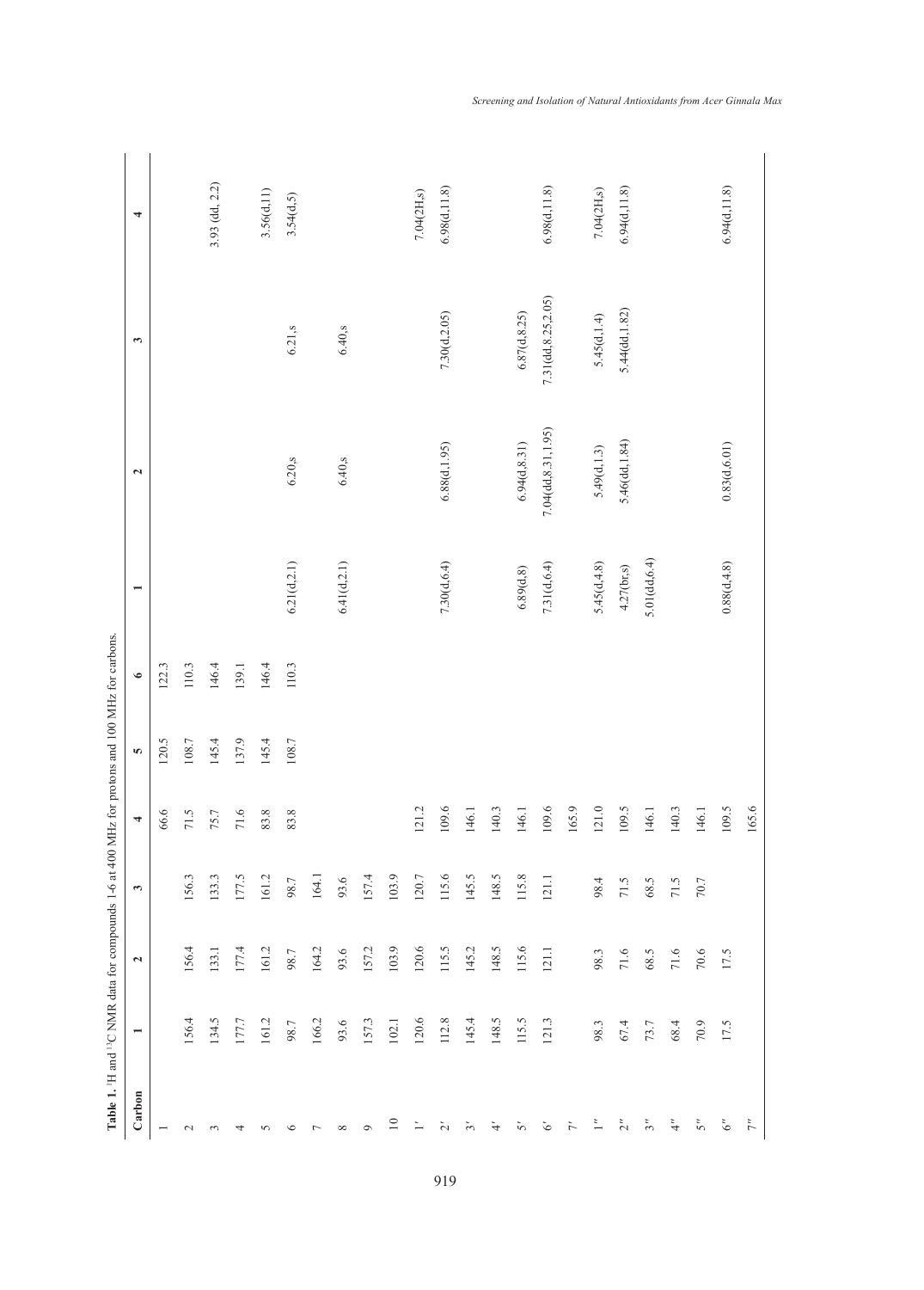**Table 1.** $^1H$ and $^{13}C$ NMR data for compounds 1-6 at 400 MHz for protons and 100 MHz for carbons.

| Carbon | 1 | 2 | 3 | 4 | 5 | 6 | 1 | 2 | 3 | 4 |
|---|---|---|---|---|---|---|---|---|---|---|
| 1 | | | | 66.6 | 120.5 | 122.3 | | | | |
| 2 | 156.4 | 156.4 | 156.3 | 71.5 | 108.7 | 110.3 | | | | 3.93 (dd, 2.2) |
| 3 | 134.5 | 133.1 | 133.3 | 75.7 | 145.4 | 146.4 | | | | |
| 4 | 177.7 | 177.4 | 177.5 | 71.6 | 137.9 | 139.1 | | | | |
| 5 | 161.2 | 161.2 | 161.2 | 83.8 | 145.4 | 146.4 | | | | 3.56(d,11) |
| 6 | 98.7 | 98.7 | 98.7 | 83.8 | 108.7 | 110.3 | 6.21(d,2.1) | 6.20,s | 6.21,s | 3.54(d,5) |
| 7 | 166.2 | 164.2 | 164.1 | | | | | | | |
| 8 | 93.6 | 93.6 | 93.6 | | | | 6.41(d,2.1) | 6.40,s | 6.40,s | |
| 9 | 157.3 | 157.2 | 157.4 | | | | | | | |
| 10 | 102.1 | 103.9 | 103.9 | | | | | | | |
| 1' | 120.6 | 120.6 | 120.7 | 121.2 | | | | | | 7.04(2H,s) |
| 2' | 112.8 | 115.5 | 115.6 | 109.6 | | | 7.30(d,6.4) | 6.88(d,1.95) | 7.30(d,2.05) | 6.98(d,11.8) |
| 3' | 145.4 | 145.2 | 145.5 | 146.1 | | | | | | |
| 4' | 148.5 | 148.5 | 148.5 | 140.3 | | | | | | |
| 5' | 115.5 | 115.6 | 115.8 | 146.1 | | | 6.89(d,8) | 6.94(d,8.31) | 6.87(d,8.25) | |
| 6' | 121.3 | 121.1 | 121.1 | 109.6 | | | 7.31(d,6.4) | 7.04(dd,8.31,1.95) | 7.31(dd,8.25,2.05) | 6.98(d,11.8) |
| 7' | | | | 165.9 | | | | | | |
| 1'' | 98.3 | 98.3 | 98.4 | 121.0 | | | 5.45(d,4.8) | 5.49(d,1.3) | 5.45(d,1.4) | 7.04(2H,s) |
| 2'' | 67.4 | 71.6 | 71.5 | 109.5 | | | 4.27(br,s) | 5.46(dd,1.84) | 5.44(dd,1.82) | 6.94(d,11.8) |
| 3'' | 73.7 | 68.5 | 68.5 | 146.1 | | | 5.01(dd,6.4) | | | |
| 4'' | 68.4 | 71.6 | 71.5 | 140.3 | | | | | | |
| 5'' | 70.9 | 70.6 | 70.7 | 146.1 | | | | | | |
| 6'' | 17.5 | 17.5 | | 109.5 | | | 0.88(d,4.8) | 0.83(d,6.01) | | 6.94(d,11.8) |
| 7'' | | | | 165.6 | | | | | | |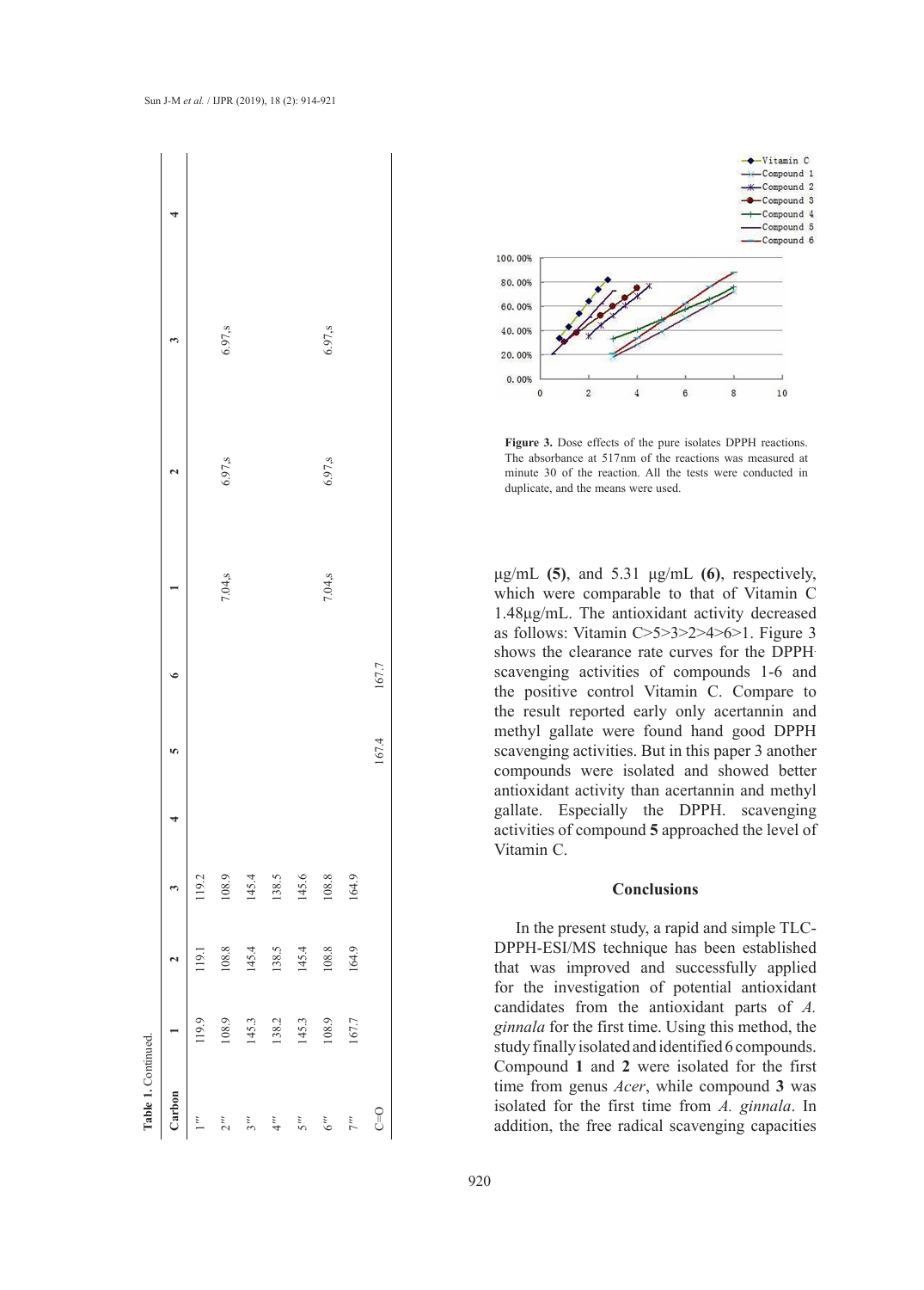**Table 1.** Continued.

| Carbon | 1 | 2 | 3 | 4 | 5 | 6 | 1 | 2 | 3 | 4 |
|---|---|---|---|---|---|---|---|---|---|---|
| 1''' | 119.9 | 119.1 | 119.2 | | | | | | | |
| 2''' | 108.9 | 108.8 | 108.9 | | | | 7.04,s | 6.97,s | 6.97,s | |
| 3''' | 145.3 | 145.4 | 145.4 | | | | | | | |
| 4''' | 138.2 | 138.5 | 138.5 | | | | | | | |
| 5''' | 145.3 | 145.4 | 145.6 | | | | | | | |
| 6''' | 108.9 | 108.8 | 108.8 | | | | 7.04,s | 6.97,s | 6.97,s | |
| 7''' | 167.7 | 164.9 | 164.9 | | | | | | | |
| C=O | | | | | 167.4 | 167.7 | | | | |

**Figure 3.** Dose effects of the pure isolates DPPH reactions. The absorbance at 517nm of the reactions was measured at minute 30 of the reaction. All the tests were conducted in duplicate, and the means were used.

μg/mL **(5)**, and 5.31 μg/mL **(6)**, respectively, which were comparable to that of Vitamin C 1.48μg/mL. The antioxidant activity decreased as follows: Vitamin C>5>3>2>4>6>1. Figure 3 shows the clearance rate curves for the DPPH· scavenging activities of compounds 1-6 and the positive control Vitamin C. Compare to the result reported early only acertannin and methyl gallate were found hand good DPPH scavenging activities. But in this paper 3 another compounds were isolated and showed better antioxidant activity than acertannin and methyl gallate. Especially the DPPH. scavenging activities of compound **5** approached the level of Vitamin C.

## Conclusions

In the present study, a rapid and simple TLC-DPPH-ESI/MS technique has been established that was improved and successfully applied for the investigation of potential antioxidant candidates from the antioxidant parts of *A. ginnala* for the first time. Using this method, the study finally isolated and identified 6 compounds. Compound **1** and **2** were isolated for the first time from genus *Acer*, while compound **3** was isolated for the first time from *A. ginnala*. In addition, the free radical scavenging capacities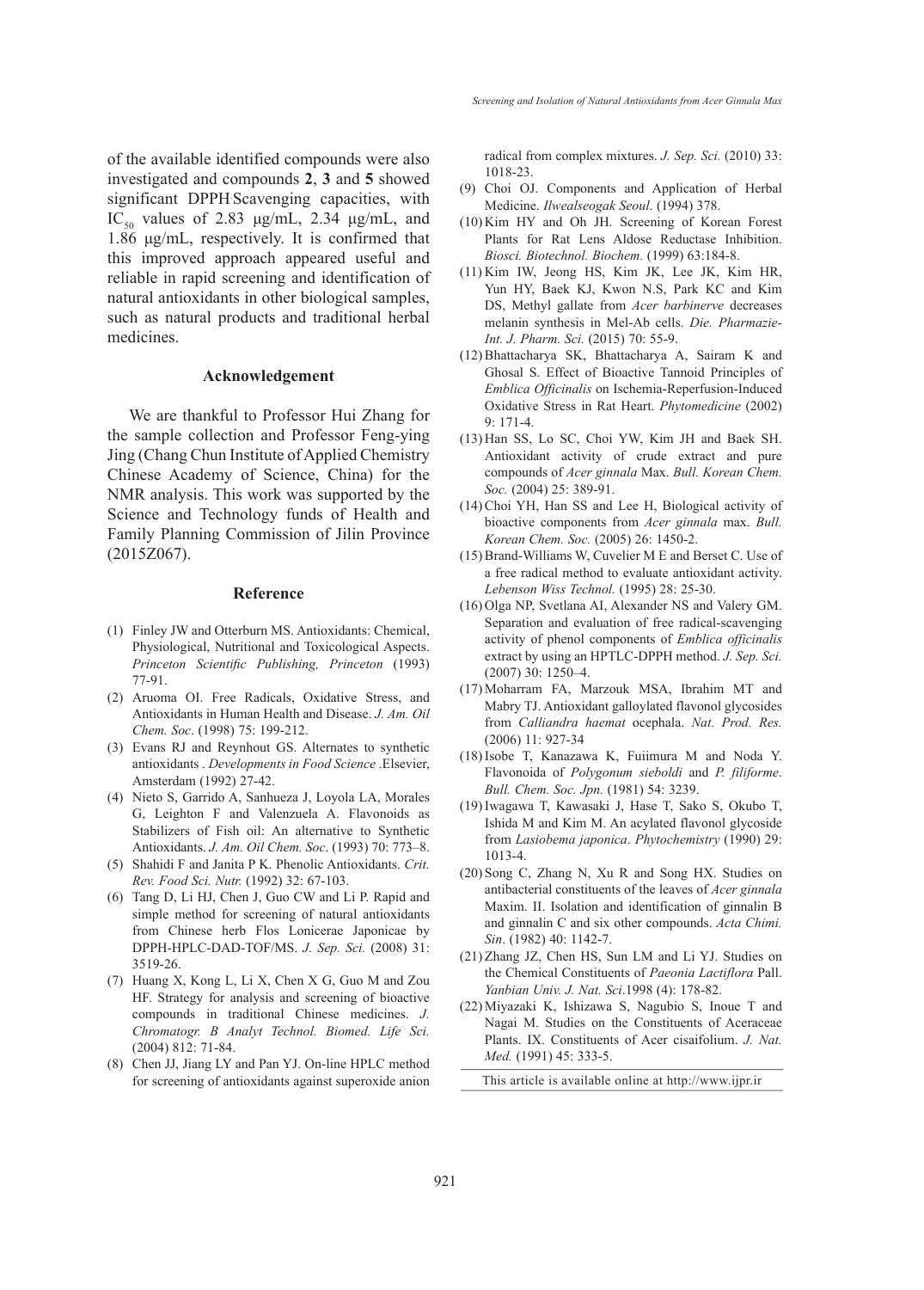of the available identified compounds were also investigated and compounds **2**, **3** and **5** showed significant DPPH Scavenging capacities, with $IC_{50}$ values of 2.83 μg/mL, 2.34 μg/mL, and 1.86 μg/mL, respectively. It is confirmed that this improved approach appeared useful and reliable in rapid screening and identification of natural antioxidants in other biological samples, such as natural products and traditional herbal medicines.

## Acknowledgement

We are thankful to Professor Hui Zhang for the sample collection and Professor Feng-ying Jing (Chang Chun Institute of Applied Chemistry Chinese Academy of Science, China) for the NMR analysis. This work was supported by the Science and Technology funds of Health and Family Planning Commission of Jilin Province (2015Z067).

## Reference

(1) Finley JW and Otterburn MS. Antioxidants: Chemical, Physiological, Nutritional and Toxicological Aspects. *Princeton Scientific Publishing, Princeton* (1993) 77-91.

(2) Aruoma OI. Free Radicals, Oxidative Stress, and Antioxidants in Human Health and Disease. *J. Am. Oil Chem. Soc*. (1998) 75: 199-212.

(3) Evans RJ and Reynhout GS. Alternates to synthetic antioxidants . *Developments in Food Science* .Elsevier, Amsterdam (1992) 27-42.

(4) Nieto S, Garrido A, Sanhueza J, Loyola LA, Morales G, Leighton F and Valenzuela A. Flavonoids as Stabilizers of Fish oil: An alternative to Synthetic Antioxidants. *J. Am. Oil Chem. Soc*. (1993) 70: 773–8.

(5) Shahidi F and Janita P K. Phenolic Antioxidants. *Crit. Rev. Food Sci. Nutr.* (1992) 32: 67-103.

(6) Tang D, Li HJ, Chen J, Guo CW and Li P. Rapid and simple method for screening of natural antioxidants from Chinese herb Flos Lonicerae Japonicae by DPPH-HPLC-DAD-TOF/MS. *J. Sep. Sci.* (2008) 31: 3519-26.

(7) Huang X, Kong L, Li X, Chen X G, Guo M and Zou HF. Strategy for analysis and screening of bioactive compounds in traditional Chinese medicines. *J. Chromatogr. B Analyt Technol. Biomed. Life Sci.* (2004) 812: 71-84.

(8) Chen JJ, Jiang LY and Pan YJ. On-line HPLC method for screening of antioxidants against superoxide anion radical from complex mixtures. *J. Sep. Sci.* (2010) 33: 1018-23.

(9) Choi OJ. Components and Application of Herbal Medicine. *Ilwealseogak Seoul*. (1994) 378.

(10) Kim HY and Oh JH. Screening of Korean Forest Plants for Rat Lens Aldose Reductase Inhibition. *Biosci. Biotechnol. Biochem.* (1999) 63:184-8.

(11) Kim IW, Jeong HS, Kim JK, Lee JK, Kim HR, Yun HY, Baek KJ, Kwon N.S, Park KC and Kim DS, Methyl gallate from *Acer barbinerve* decreases melanin synthesis in Mel-Ab cells. *Die. Pharmazie-Int. J. Pharm. Sci.* (2015) 70: 55-9.

(12) Bhattacharya SK, Bhattacharya A, Sairam K and Ghosal S. Effect of Bioactive Tannoid Principles of *Emblica Officinalis* on Ischemia-Reperfusion-Induced Oxidative Stress in Rat Heart. *Phytomedicine* (2002) 9: 171-4.

(13) Han SS, Lo SC, Choi YW, Kim JH and Baek SH. Antioxidant activity of crude extract and pure compounds of *Acer ginnala* Max. *Bull. Korean Chem. Soc.* (2004) 25: 389-91.

(14) Choi YH, Han SS and Lee H, Biological activity of bioactive components from *Acer ginnala* max. *Bull. Korean Chem. Soc.* (2005) 26: 1450-2.

(15) Brand-Williams W, Cuvelier M E and Berset C. Use of a free radical method to evaluate antioxidant activity. *Lebenson Wiss Technol.* (1995) 28: 25-30.

(16) Olga NP, Svetlana AI, Alexander NS and Valery GM. Separation and evaluation of free radical-scavenging activity of phenol components of *Emblica officinalis* extract by using an HPTLC-DPPH method. *J. Sep. Sci.* (2007) 30: 1250–4.

(17) Moharram FA, Marzouk MSA, Ibrahim MT and Mabry TJ. Antioxidant galloylated flavonol glycosides from *Calliandra haemat* ocephala. *Nat. Prod. Res.* (2006) 11: 927-34

(18) Isobe T, Kanazawa K, Fuiimura M and Noda Y. Flavonoida of *Polygonum sieboldi* and *P. filiforme*. *Bull. Chem. Soc. Jpn.* (1981) 54: 3239.

(19) Iwagawa T, Kawasaki J, Hase T, Sako S, Okubo T, Ishida M and Kim M. An acylated flavonol glycoside from *Lasiobema japonica*. *Phytochemistry* (1990) 29: 1013-4.

(20) Song C, Zhang N, Xu R and Song HX. Studies on antibacterial constituents of the leaves of *Acer ginnala* Maxim. II. Isolation and identification of ginnalin B and ginnalin C and six other compounds. *Acta Chimi. Sin*. (1982) 40: 1142-7.

(21) Zhang JZ, Chen HS, Sun LM and Li YJ. Studies on the Chemical Constituents of *Paeonia Lactiflora* Pall. *Yanbian Univ. J. Nat. Sci*.1998 (4): 178-82.

(22) Miyazaki K, Ishizawa S, Nagubio S, Inoue T and Nagai M. Studies on the Constituents of Aceraceae Plants. IX. Constituents of Acer cisaifolium. *J. Nat. Med.* (1991) 45: 333-5.

This article is available online at http://www.ijpr.ir